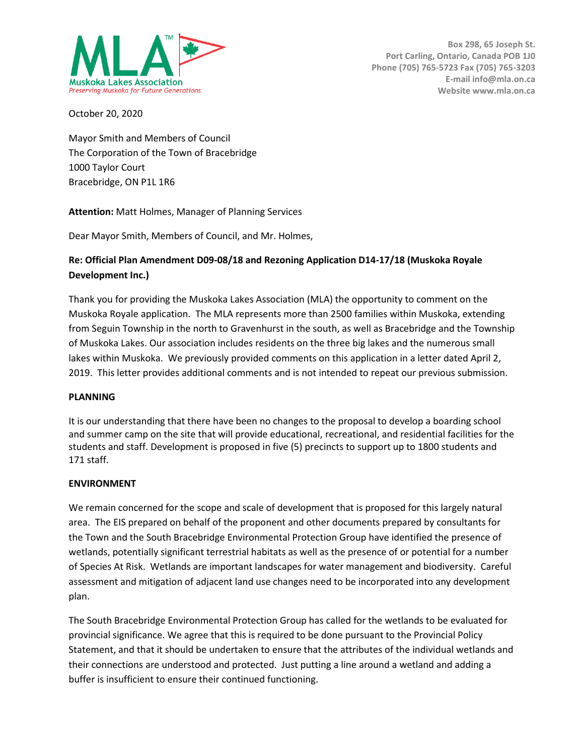**Muskoka Lakes Association**
*Preserving Muskoka for Future Generations*

Box 298, 65 Joseph St.
Port Carling, Ontario, Canada P0B 1J0
Phone (705) 765-5723 Fax (705) 765-3203
E-mail info@mla.on.ca
Website www.mla.on.ca

October 20, 2020

Mayor Smith and Members of Council
The Corporation of the Town of Bracebridge
1000 Taylor Court
Bracebridge, ON P1L 1R6

**Attention:** Matt Holmes, Manager of Planning Services

Dear Mayor Smith, Members of Council, and Mr. Holmes,

**Re: Official Plan Amendment D09-08/18 and Rezoning Application D14-17/18 (Muskoka Royale Development Inc.)**

Thank you for providing the Muskoka Lakes Association (MLA) the opportunity to comment on the Muskoka Royale application. The MLA represents more than 2500 families within Muskoka, extending from Seguin Township in the north to Gravenhurst in the south, as well as Bracebridge and the Township of Muskoka Lakes. Our association includes residents on the three big lakes and the numerous small lakes within Muskoka. We previously provided comments on this application in a letter dated April 2, 2019. This letter provides additional comments and is not intended to repeat our previous submission.

**PLANNING**

It is our understanding that there have been no changes to the proposal to develop a boarding school and summer camp on the site that will provide educational, recreational, and residential facilities for the students and staff. Development is proposed in five (5) precincts to support up to 1800 students and 171 staff.

**ENVIRONMENT**

We remain concerned for the scope and scale of development that is proposed for this largely natural area. The EIS prepared on behalf of the proponent and other documents prepared by consultants for the Town and the South Bracebridge Environmental Protection Group have identified the presence of wetlands, potentially significant terrestrial habitats as well as the presence of or potential for a number of Species At Risk. Wetlands are important landscapes for water management and biodiversity. Careful assessment and mitigation of adjacent land use changes need to be incorporated into any development plan.

The South Bracebridge Environmental Protection Group has called for the wetlands to be evaluated for provincial significance. We agree that this is required to be done pursuant to the Provincial Policy Statement, and that it should be undertaken to ensure that the attributes of the individual wetlands and their connections are understood and protected. Just putting a line around a wetland and adding a buffer is insufficient to ensure their continued functioning.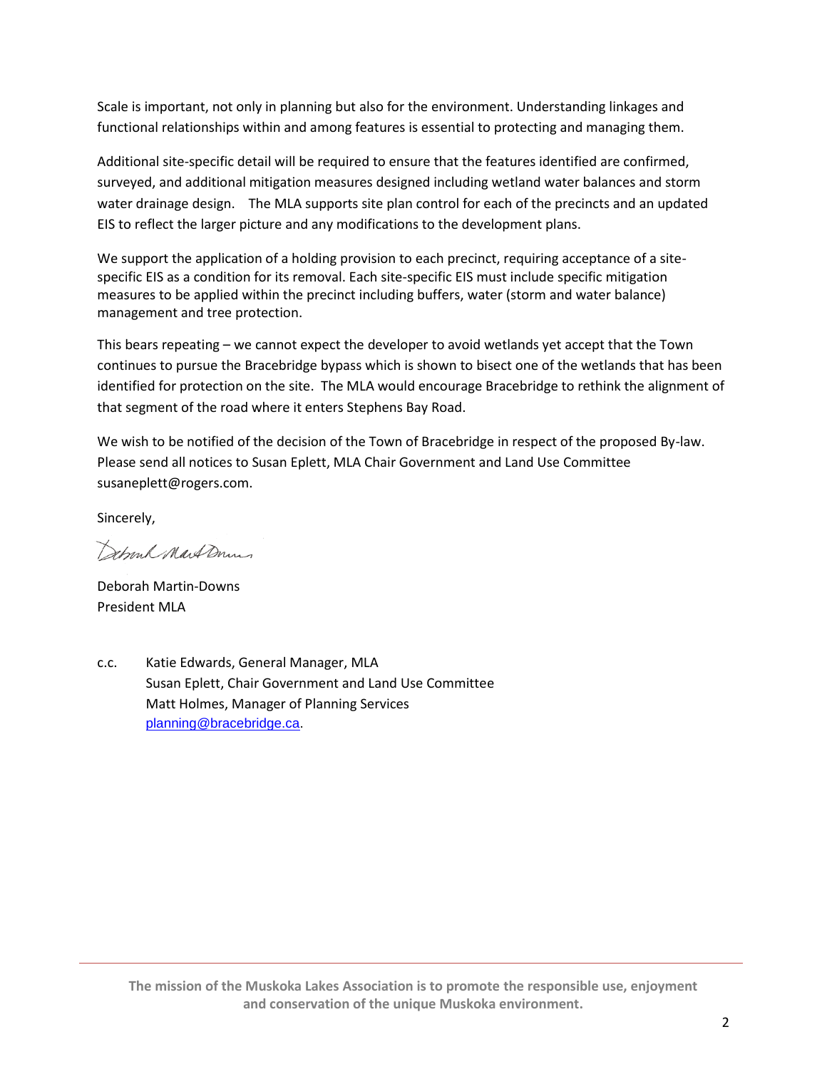Scale is important, not only in planning but also for the environment. Understanding linkages and functional relationships within and among features is essential to protecting and managing them.

Additional site-specific detail will be required to ensure that the features identified are confirmed, surveyed, and additional mitigation measures designed including wetland water balances and storm water drainage design. The MLA supports site plan control for each of the precincts and an updated EIS to reflect the larger picture and any modifications to the development plans.

We support the application of a holding provision to each precinct, requiring acceptance of a site-specific EIS as a condition for its removal. Each site-specific EIS must include specific mitigation measures to be applied within the precinct including buffers, water (storm and water balance) management and tree protection.

This bears repeating – we cannot expect the developer to avoid wetlands yet accept that the Town continues to pursue the Bracebridge bypass which is shown to bisect one of the wetlands that has been identified for protection on the site. The MLA would encourage Bracebridge to rethink the alignment of that segment of the road where it enters Stephens Bay Road.

We wish to be notified of the decision of the Town of Bracebridge in respect of the proposed By-law. Please send all notices to Susan Eplett, MLA Chair Government and Land Use Committee susaneplett@rogers.com.

Sincerely,

Deborah Martin-Downs
President MLA

c.c. Katie Edwards, General Manager, MLA
Susan Eplett, Chair Government and Land Use Committee
Matt Holmes, Manager of Planning Services
planning@bracebridge.ca.

**The mission of the Muskoka Lakes Association is to promote the responsible use, enjoyment and conservation of the unique Muskoka environment.**